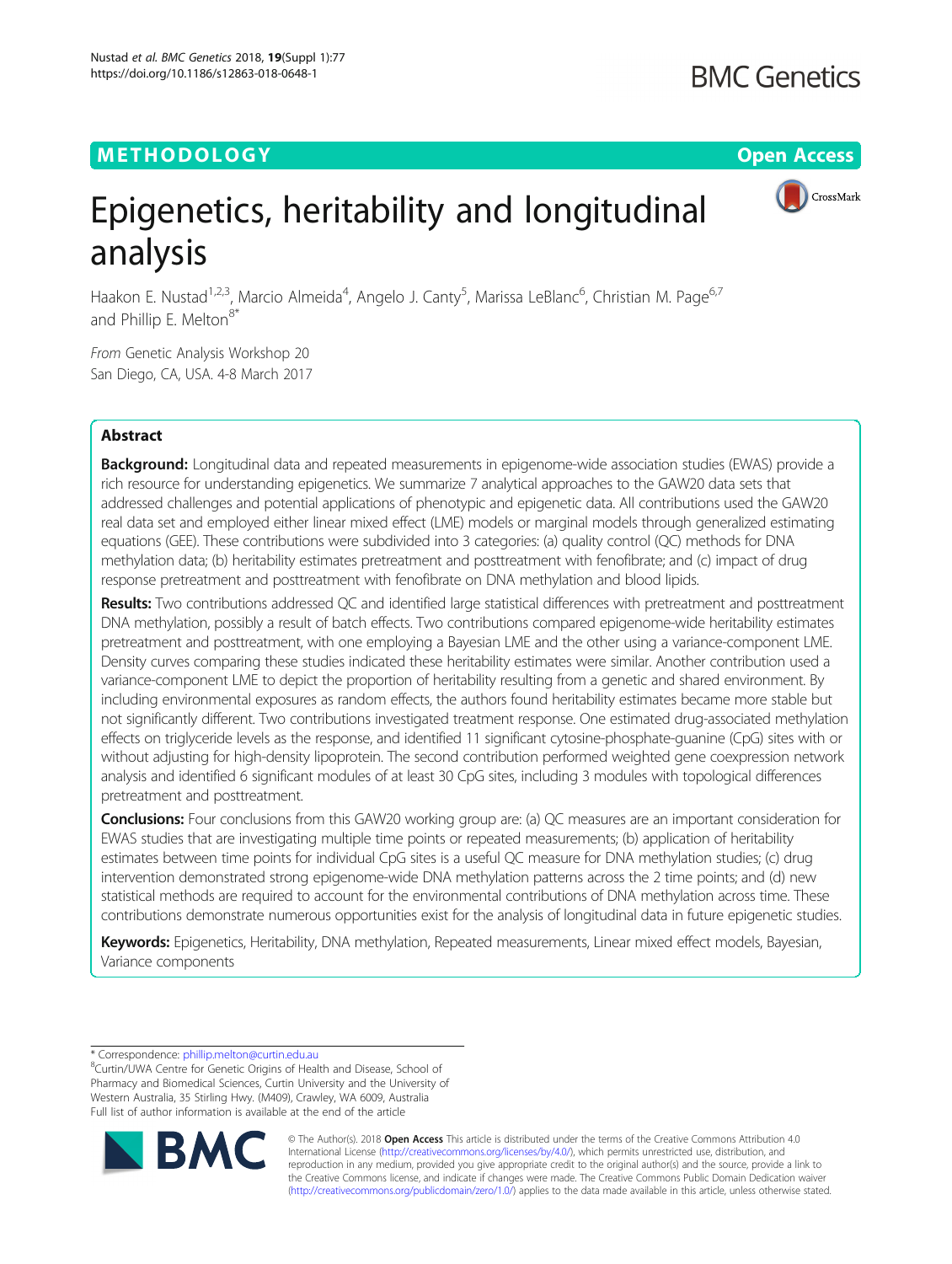**METHODOLOGY** | **Open Access**

# Epigenetics, heritability and longitudinal analysis

Haakon E. Nustad[1,2,3], Marcio Almeida[4], Angelo J. Canty[5], Marissa LeBlanc[6], Christian M. Page[6,7] and Phillip E. Melton[8*]

From Genetic Analysis Workshop 20
San Diego, CA, USA. 4-8 March 2017

## Abstract

**Background:** Longitudinal data and repeated measurements in epigenome-wide association studies (EWAS) provide a rich resource for understanding epigenetics. We summarize 7 analytical approaches to the GAW20 data sets that addressed challenges and potential applications of phenotypic and epigenetic data. All contributions used the GAW20 real data set and employed either linear mixed effect (LME) models or marginal models through generalized estimating equations (GEE). These contributions were subdivided into 3 categories: (a) quality control (QC) methods for DNA methylation data; (b) heritability estimates pretreatment and posttreatment with fenofibrate; and (c) impact of drug response pretreatment and posttreatment with fenofibrate on DNA methylation and blood lipids.

**Results:** Two contributions addressed QC and identified large statistical differences with pretreatment and posttreatment DNA methylation, possibly a result of batch effects. Two contributions compared epigenome-wide heritability estimates pretreatment and posttreatment, with one employing a Bayesian LME and the other using a variance-component LME. Density curves comparing these studies indicated these heritability estimates were similar. Another contribution used a variance-component LME to depict the proportion of heritability resulting from a genetic and shared environment. By including environmental exposures as random effects, the authors found heritability estimates became more stable but not significantly different. Two contributions investigated treatment response. One estimated drug-associated methylation effects on triglyceride levels as the response, and identified 11 significant cytosine-phosphate-guanine (CpG) sites with or without adjusting for high-density lipoprotein. The second contribution performed weighted gene coexpression network analysis and identified 6 significant modules of at least 30 CpG sites, including 3 modules with topological differences pretreatment and posttreatment.

**Conclusions:** Four conclusions from this GAW20 working group are: (a) QC measures are an important consideration for EWAS studies that are investigating multiple time points or repeated measurements; (b) application of heritability estimates between time points for individual CpG sites is a useful QC measure for DNA methylation studies; (c) drug intervention demonstrated strong epigenome-wide DNA methylation patterns across the 2 time points; and (d) new statistical methods are required to account for the environmental contributions of DNA methylation across time. These contributions demonstrate numerous opportunities exist for the analysis of longitudinal data in future epigenetic studies.

**Keywords:** Epigenetics, Heritability, DNA methylation, Repeated measurements, Linear mixed effect models, Bayesian, Variance components

\* Correspondence: phillip.melton@curtin.edu.au
[8]Curtin/UWA Centre for Genetic Origins of Health and Disease, School of Pharmacy and Biomedical Sciences, Curtin University and the University of Western Australia, 35 Stirling Hwy. (M409), Crawley, WA 6009, Australia
Full list of author information is available at the end of the article

© The Author(s). 2018 **Open Access** This article is distributed under the terms of the Creative Commons Attribution 4.0 International License (http://creativecommons.org/licenses/by/4.0/), which permits unrestricted use, distribution, and reproduction in any medium, provided you give appropriate credit to the original author(s) and the source, provide a link to the Creative Commons license, and indicate if changes were made. The Creative Commons Public Domain Dedication waiver (http://creativecommons.org/publicdomain/zero/1.0/) applies to the data made available in this article, unless otherwise stated.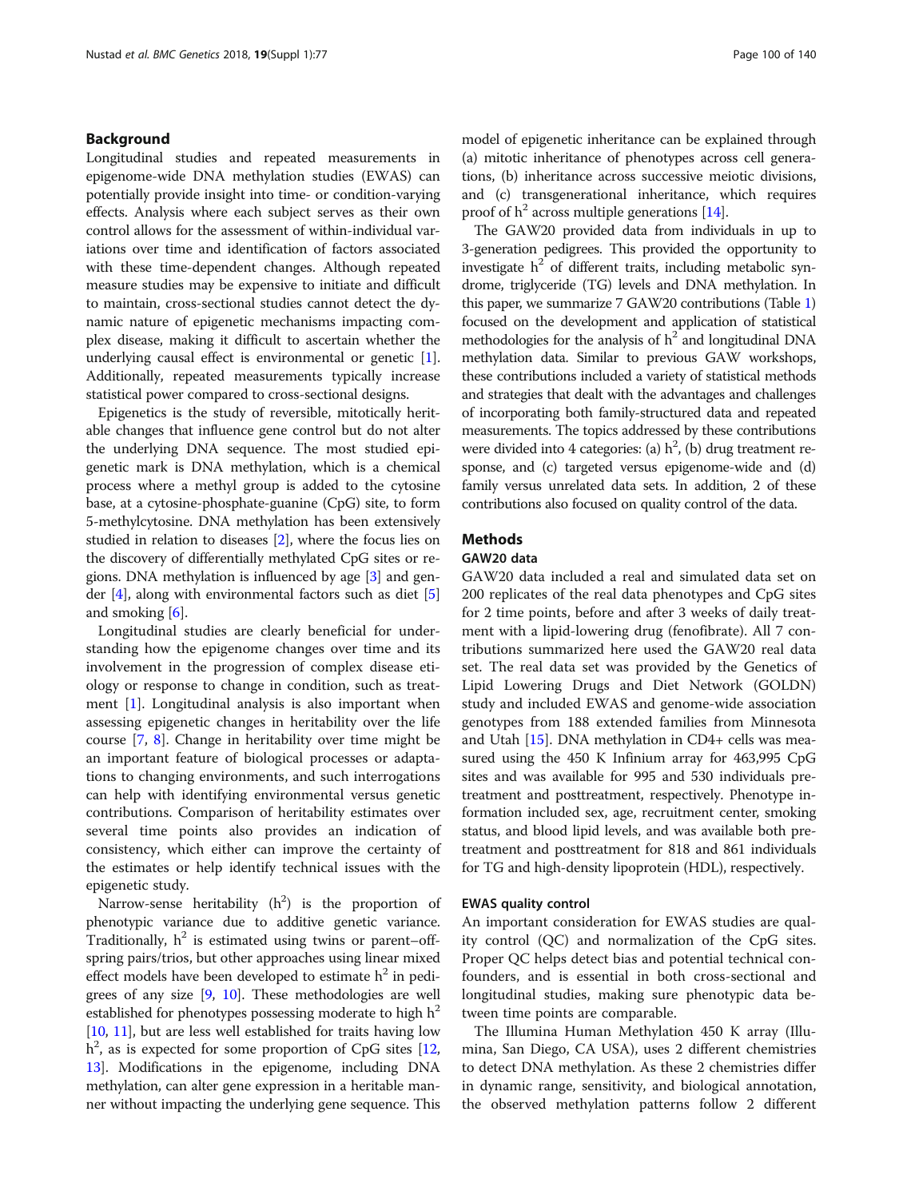## Background

Longitudinal studies and repeated measurements in epigenome-wide DNA methylation studies (EWAS) can potentially provide insight into time- or condition-varying effects. Analysis where each subject serves as their own control allows for the assessment of within-individual variations over time and identification of factors associated with these time-dependent changes. Although repeated measure studies may be expensive to initiate and difficult to maintain, cross-sectional studies cannot detect the dynamic nature of epigenetic mechanisms impacting complex disease, making it difficult to ascertain whether the underlying causal effect is environmental or genetic [1]. Additionally, repeated measurements typically increase statistical power compared to cross-sectional designs.

Epigenetics is the study of reversible, mitotically heritable changes that influence gene control but do not alter the underlying DNA sequence. The most studied epigenetic mark is DNA methylation, which is a chemical process where a methyl group is added to the cytosine base, at a cytosine-phosphate-guanine (CpG) site, to form 5-methylcytosine. DNA methylation has been extensively studied in relation to diseases [2], where the focus lies on the discovery of differentially methylated CpG sites or regions. DNA methylation is influenced by age [3] and gender [4], along with environmental factors such as diet [5] and smoking [6].

Longitudinal studies are clearly beneficial for understanding how the epigenome changes over time and its involvement in the progression of complex disease etiology or response to change in condition, such as treatment [1]. Longitudinal analysis is also important when assessing epigenetic changes in heritability over the life course [7, 8]. Change in heritability over time might be an important feature of biological processes or adaptations to changing environments, and such interrogations can help with identifying environmental versus genetic contributions. Comparison of heritability estimates over several time points also provides an indication of consistency, which either can improve the certainty of the estimates or help identify technical issues with the epigenetic study.

Narrow-sense heritability ($h^2$) is the proportion of phenotypic variance due to additive genetic variance. Traditionally, $h^2$ is estimated using twins or parent–offspring pairs/trios, but other approaches using linear mixed effect models have been developed to estimate $h^2$ in pedigrees of any size [9, 10]. These methodologies are well established for phenotypes possessing moderate to high $h^2$ [10, 11], but are less well established for traits having low $h^2$, as is expected for some proportion of CpG sites [12, 13]. Modifications in the epigenome, including DNA methylation, can alter gene expression in a heritable manner without impacting the underlying gene sequence. This model of epigenetic inheritance can be explained through (a) mitotic inheritance of phenotypes across cell generations, (b) inheritance across successive meiotic divisions, and (c) transgenerational inheritance, which requires proof of $h^2$ across multiple generations [14].

The GAW20 provided data from individuals in up to 3-generation pedigrees. This provided the opportunity to investigate $h^2$ of different traits, including metabolic syndrome, triglyceride (TG) levels and DNA methylation. In this paper, we summarize 7 GAW20 contributions (Table 1) focused on the development and application of statistical methodologies for the analysis of $h^2$ and longitudinal DNA methylation data. Similar to previous GAW workshops, these contributions included a variety of statistical methods and strategies that dealt with the advantages and challenges of incorporating both family-structured data and repeated measurements. The topics addressed by these contributions were divided into 4 categories: (a) $h^2$, (b) drug treatment response, and (c) targeted versus epigenome-wide and (d) family versus unrelated data sets. In addition, 2 of these contributions also focused on quality control of the data.

## Methods

### GAW20 data

GAW20 data included a real and simulated data set on 200 replicates of the real data phenotypes and CpG sites for 2 time points, before and after 3 weeks of daily treatment with a lipid-lowering drug (fenofibrate). All 7 contributions summarized here used the GAW20 real data set. The real data set was provided by the Genetics of Lipid Lowering Drugs and Diet Network (GOLDN) study and included EWAS and genome-wide association genotypes from 188 extended families from Minnesota and Utah [15]. DNA methylation in CD4+ cells was measured using the 450 K Infinium array for 463,995 CpG sites and was available for 995 and 530 individuals pretreatment and posttreatment, respectively. Phenotype information included sex, age, recruitment center, smoking status, and blood lipid levels, and was available both pretreatment and posttreatment for 818 and 861 individuals for TG and high-density lipoprotein (HDL), respectively.

### EWAS quality control

An important consideration for EWAS studies are quality control (QC) and normalization of the CpG sites. Proper QC helps detect bias and potential technical confounders, and is essential in both cross-sectional and longitudinal studies, making sure phenotypic data between time points are comparable.

The Illumina Human Methylation 450 K array (Illumina, San Diego, CA USA), uses 2 different chemistries to detect DNA methylation. As these 2 chemistries differ in dynamic range, sensitivity, and biological annotation, the observed methylation patterns follow 2 different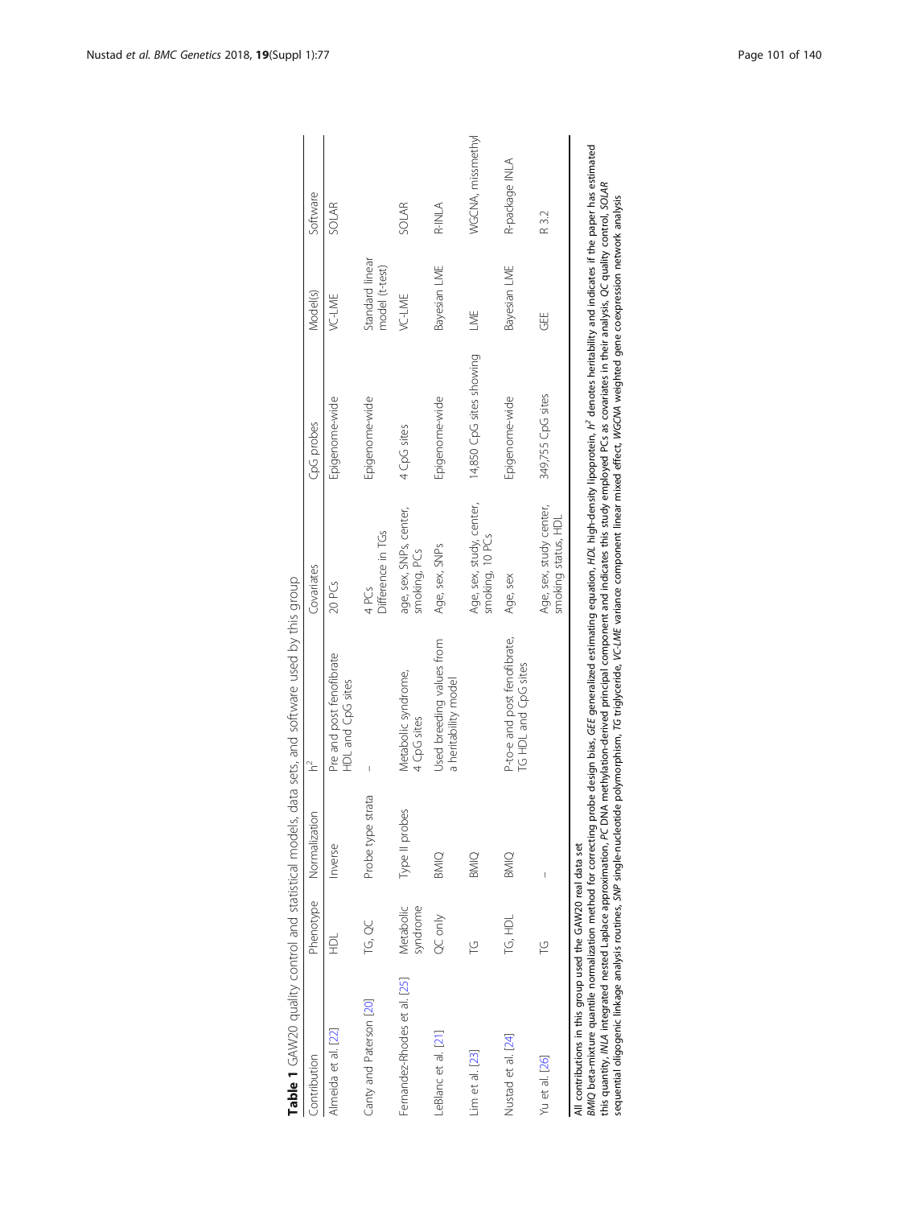**Table 1** GAW20 quality control and statistical models, data sets, and software used by this group

| Contribution | Phenotype | Normalization | $h^2$ | Covariates | CpG probes | Model(s) | Software |
|---|---|---|---|---|---|---|---|
| Almeida et al. [22] | HDL | Inverse | Pre and post fenofibrate HDL and CpG sites | 20 PCs | Epigenome-wide | VC-LME | SOLAR |
| Canty and Paterson [20] | TG, QC | Probe type strata | – | 4 PCs Difference in TGs | Epigenome-wide | Standard linear model (t-test) | |
| Fernandez-Rhodes et al. [25] | Metabolic syndrome | Type II probes | Metabolic syndrome, 4 CpG sites | age, sex, SNPs, center, smoking, PCs | 4 CpG sites | VC-LME | SOLAR |
| LeBlanc et al. [21] | QC only | BMIQ | Used breeding values from a heritability model | Age, sex, SNPs | Epigenome-wide | Bayesian LME | R-INLA |
| Lim et al. [23] | TG | BMIQ | | Age, sex, study center, smoking, 10 PCs | 14,850 CpG sites showing | LME | WGCNA, missmethyl |
| Nustad et al. [24] | TG, HDL | BMIQ | P-to-e and post fenofibrate, TG HDL and CpG sites | Age, sex | Epigenome-wide | Bayesian LME | R-package INLA |
| Yu et al. [26] | TG | – | | Age, sex, study center, smoking status, HDL | 349,755 CpG sites | GEE | R 3.2 |

All contributions in this group used the GAW20 real data set

*BMIQ* beta-mixture quantile normalization method for correcting probe design bias, *GEE* generalized estimating equation, *HDL* high-density lipoprotein, $h^2$ denotes heritability and indicates if the paper has estimated this quantity, *INLA* integrated nested Laplace approximation, *PC* DNA methylation-derived principal component and indicates this study employed PCs as covariates in their analysis, *QC* quality control, *SOLAR* sequential oligogenic linkage analysis routines, *SNP* single-nucleotide polymorphism, *TG* triglyceride, *VC-LME* variance component linear mixed effect, *WGCNA* weighted gene coexpression network analysis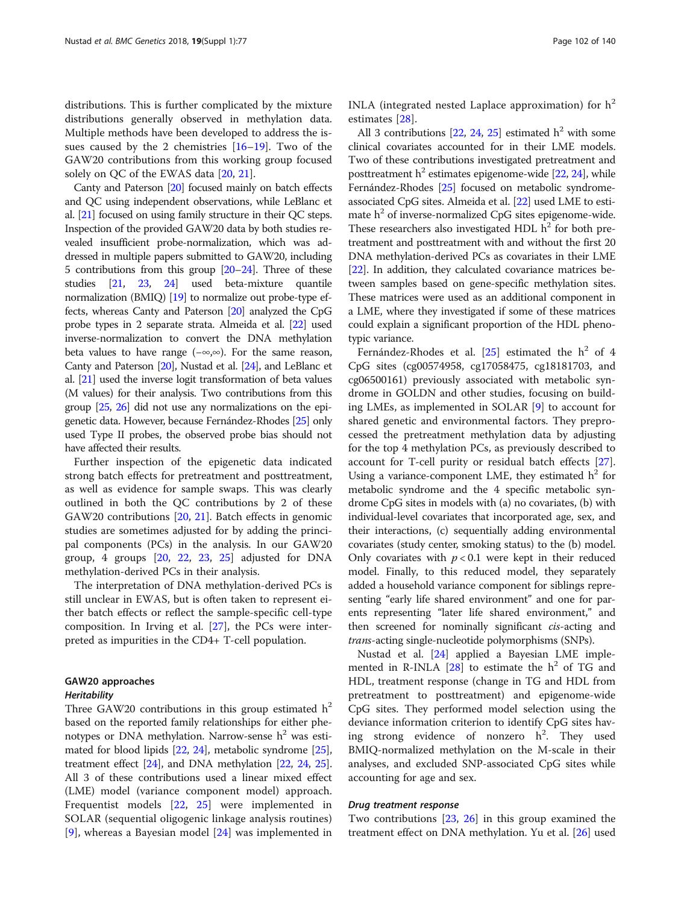distributions. This is further complicated by the mixture distributions generally observed in methylation data. Multiple methods have been developed to address the issues caused by the 2 chemistries [16–19]. Two of the GAW20 contributions from this working group focused solely on QC of the EWAS data [20, 21].

Canty and Paterson [20] focused mainly on batch effects and QC using independent observations, while LeBlanc et al. [21] focused on using family structure in their QC steps. Inspection of the provided GAW20 data by both studies revealed insufficient probe-normalization, which was addressed in multiple papers submitted to GAW20, including 5 contributions from this group [20–24]. Three of these studies [21, 23, 24] used beta-mixture quantile normalization (BMIQ) [19] to normalize out probe-type effects, whereas Canty and Paterson [20] analyzed the CpG probe types in 2 separate strata. Almeida et al. [22] used inverse-normalization to convert the DNA methylation beta values to have range $(-\infty,\infty)$. For the same reason, Canty and Paterson [20], Nustad et al. [24], and LeBlanc et al. [21] used the inverse logit transformation of beta values (M values) for their analysis. Two contributions from this group [25, 26] did not use any normalizations on the epigenetic data. However, because Fernández-Rhodes [25] only used Type II probes, the observed probe bias should not have affected their results.

Further inspection of the epigenetic data indicated strong batch effects for pretreatment and posttreatment, as well as evidence for sample swaps. This was clearly outlined in both the QC contributions by 2 of these GAW20 contributions [20, 21]. Batch effects in genomic studies are sometimes adjusted for by adding the principal components (PCs) in the analysis. In our GAW20 group, 4 groups [20, 22, 23, 25] adjusted for DNA methylation-derived PCs in their analysis.

The interpretation of DNA methylation-derived PCs is still unclear in EWAS, but is often taken to represent either batch effects or reflect the sample-specific cell-type composition. In Irving et al. [27], the PCs were interpreted as impurities in the CD4+ T-cell population.

## GAW20 approaches

### Heritability

Three GAW20 contributions in this group estimated $h^2$ based on the reported family relationships for either phenotypes or DNA methylation. Narrow-sense $h^2$ was estimated for blood lipids [22, 24], metabolic syndrome [25], treatment effect [24], and DNA methylation [22, 24, 25]. All 3 of these contributions used a linear mixed effect (LME) model (variance component model) approach. Frequentist models [22, 25] were implemented in SOLAR (sequential oligogenic linkage analysis routines) [9], whereas a Bayesian model [24] was implemented in INLA (integrated nested Laplace approximation) for $h^2$ estimates [28].

All 3 contributions [22, 24, 25] estimated $h^2$ with some clinical covariates accounted for in their LME models. Two of these contributions investigated pretreatment and posttreatment $h^2$ estimates epigenome-wide [22, 24], while Fernández-Rhodes [25] focused on metabolic syndrome-associated CpG sites. Almeida et al. [22] used LME to estimate $h^2$ of inverse-normalized CpG sites epigenome-wide. These researchers also investigated HDL $h^2$ for both pretreatment and posttreatment with and without the first 20 DNA methylation-derived PCs as covariates in their LME [22]. In addition, they calculated covariance matrices between samples based on gene-specific methylation sites. These matrices were used as an additional component in a LME, where they investigated if some of these matrices could explain a significant proportion of the HDL phenotypic variance.

Fernández-Rhodes et al. [25] estimated the $h^2$ of 4 CpG sites (cg00574958, cg17058475, cg18181703, and cg06500161) previously associated with metabolic syndrome in GOLDN and other studies, focusing on building LMEs, as implemented in SOLAR [9] to account for shared genetic and environmental factors. They preprocessed the pretreatment methylation data by adjusting for the top 4 methylation PCs, as previously described to account for T-cell purity or residual batch effects [27]. Using a variance-component LME, they estimated $h^2$ for metabolic syndrome and the 4 specific metabolic syndrome CpG sites in models with (a) no covariates, (b) with individual-level covariates that incorporated age, sex, and their interactions, (c) sequentially adding environmental covariates (study center, smoking status) to the (b) model. Only covariates with $p < 0.1$ were kept in their reduced model. Finally, to this reduced model, they separately added a household variance component for siblings representing "early life shared environment" and one for parents representing "later life shared environment," and then screened for nominally significant *cis*-acting and *trans*-acting single-nucleotide polymorphisms (SNPs).

Nustad et al. [24] applied a Bayesian LME implemented in R-INLA [28] to estimate the $h^2$ of TG and HDL, treatment response (change in TG and HDL from pretreatment to posttreatment) and epigenome-wide CpG sites. They performed model selection using the deviance information criterion to identify CpG sites having strong evidence of nonzero $h^2$. They used BMIQ-normalized methylation on the M-scale in their analyses, and excluded SNP-associated CpG sites while accounting for age and sex.

### Drug treatment response

Two contributions [23, 26] in this group examined the treatment effect on DNA methylation. Yu et al. [26] used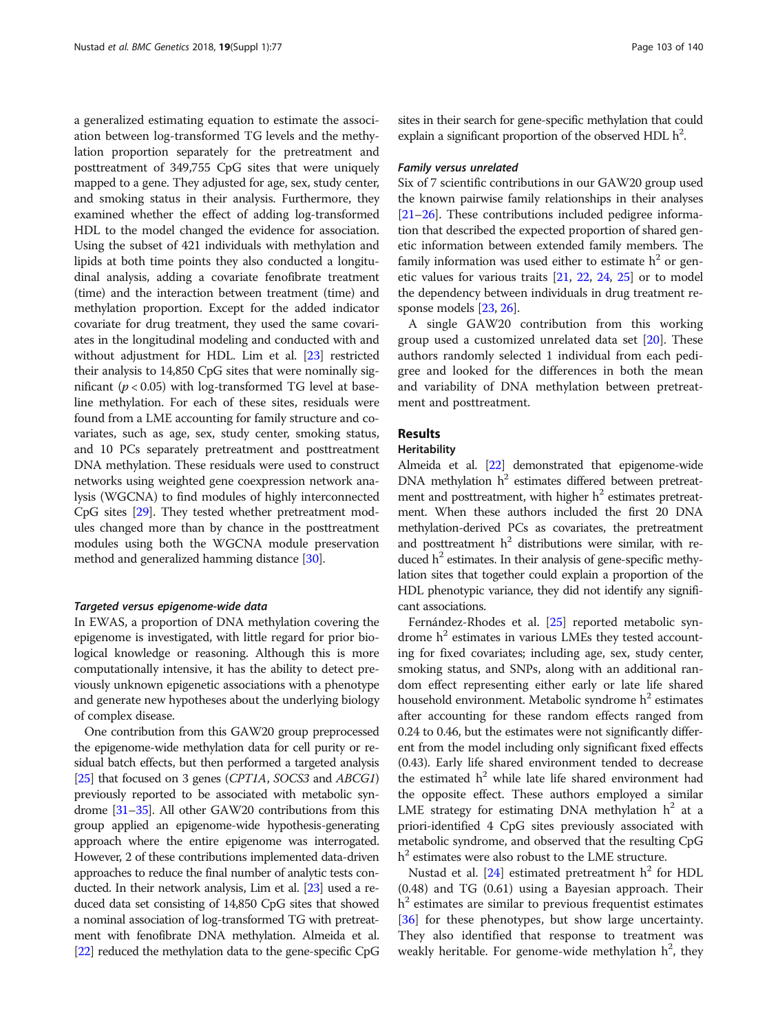a generalized estimating equation to estimate the association between log-transformed TG levels and the methylation proportion separately for the pretreatment and posttreatment of 349,755 CpG sites that were uniquely mapped to a gene. They adjusted for age, sex, study center, and smoking status in their analysis. Furthermore, they examined whether the effect of adding log-transformed HDL to the model changed the evidence for association. Using the subset of 421 individuals with methylation and lipids at both time points they also conducted a longitudinal analysis, adding a covariate fenofibrate treatment (time) and the interaction between treatment (time) and methylation proportion. Except for the added indicator covariate for drug treatment, they used the same covariates in the longitudinal modeling and conducted with and without adjustment for HDL. Lim et al. [23] restricted their analysis to 14,850 CpG sites that were nominally significant ($p < 0.05$) with log-transformed TG level at baseline methylation. For each of these sites, residuals were found from a LME accounting for family structure and covariates, such as age, sex, study center, smoking status, and 10 PCs separately pretreatment and posttreatment DNA methylation. These residuals were used to construct networks using weighted gene coexpression network analysis (WGCNA) to find modules of highly interconnected CpG sites [29]. They tested whether pretreatment modules changed more than by chance in the posttreatment modules using both the WGCNA module preservation method and generalized hamming distance [30].

#### *Targeted versus epigenome-wide data*

In EWAS, a proportion of DNA methylation covering the epigenome is investigated, with little regard for prior biological knowledge or reasoning. Although this is more computationally intensive, it has the ability to detect previously unknown epigenetic associations with a phenotype and generate new hypotheses about the underlying biology of complex disease.

One contribution from this GAW20 group preprocessed the epigenome-wide methylation data for cell purity or residual batch effects, but then performed a targeted analysis [25] that focused on 3 genes (*CPT1A*, *SOCS3* and *ABCG1*) previously reported to be associated with metabolic syndrome [31–35]. All other GAW20 contributions from this group applied an epigenome-wide hypothesis-generating approach where the entire epigenome was interrogated. However, 2 of these contributions implemented data-driven approaches to reduce the final number of analytic tests conducted. In their network analysis, Lim et al. [23] used a reduced data set consisting of 14,850 CpG sites that showed a nominal association of log-transformed TG with pretreatment with fenofibrate DNA methylation. Almeida et al. [22] reduced the methylation data to the gene-specific CpG sites in their search for gene-specific methylation that could explain a significant proportion of the observed HDL $h^2$.

#### *Family versus unrelated*

Six of 7 scientific contributions in our GAW20 group used the known pairwise family relationships in their analyses [21–26]. These contributions included pedigree information that described the expected proportion of shared genetic information between extended family members. The family information was used either to estimate $h^2$ or genetic values for various traits [21, 22, 24, 25] or to model the dependency between individuals in drug treatment response models [23, 26].

A single GAW20 contribution from this working group used a customized unrelated data set [20]. These authors randomly selected 1 individual from each pedigree and looked for the differences in both the mean and variability of DNA methylation between pretreatment and posttreatment.

## Results

### Heritability

Almeida et al. [22] demonstrated that epigenome-wide DNA methylation $h^2$ estimates differed between pretreatment and posttreatment, with higher $h^2$ estimates pretreatment. When these authors included the first 20 DNA methylation-derived PCs as covariates, the pretreatment and posttreatment $h^2$ distributions were similar, with reduced $h^2$ estimates. In their analysis of gene-specific methylation sites that together could explain a proportion of the HDL phenotypic variance, they did not identify any significant associations.

Fernández-Rhodes et al. [25] reported metabolic syndrome $h^2$ estimates in various LMEs they tested accounting for fixed covariates; including age, sex, study center, smoking status, and SNPs, along with an additional random effect representing either early or late life shared household environment. Metabolic syndrome $h^2$ estimates after accounting for these random effects ranged from 0.24 to 0.46, but the estimates were not significantly different from the model including only significant fixed effects (0.43). Early life shared environment tended to decrease the estimated $h^2$ while late life shared environment had the opposite effect. These authors employed a similar LME strategy for estimating DNA methylation $h^2$ at a priori-identified 4 CpG sites previously associated with metabolic syndrome, and observed that the resulting CpG $h^2$ estimates were also robust to the LME structure.

Nustad et al. [24] estimated pretreatment $h^2$ for HDL (0.48) and TG (0.61) using a Bayesian approach. Their $h^2$ estimates are similar to previous frequentist estimates [36] for these phenotypes, but show large uncertainty. They also identified that response to treatment was weakly heritable. For genome-wide methylation $h^2$, they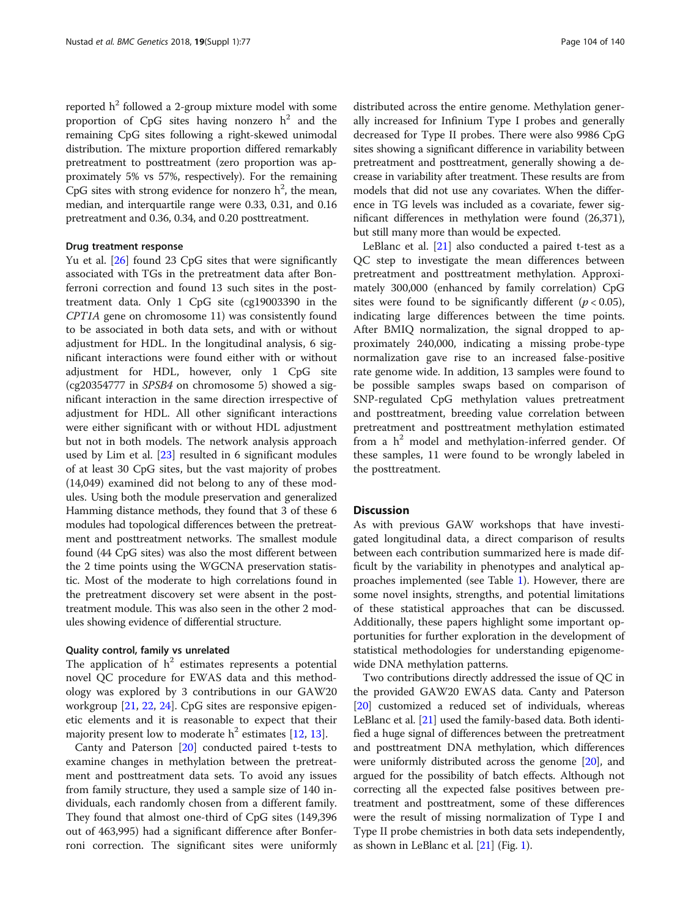reported $h^2$ followed a 2-group mixture model with some proportion of CpG sites having nonzero $h^2$ and the remaining CpG sites following a right-skewed unimodal distribution. The mixture proportion differed remarkably pretreatment to posttreatment (zero proportion was approximately 5% vs 57%, respectively). For the remaining CpG sites with strong evidence for nonzero $h^2$, the mean, median, and interquartile range were 0.33, 0.31, and 0.16 pretreatment and 0.36, 0.34, and 0.20 posttreatment.

#### Drug treatment response

Yu et al. [26] found 23 CpG sites that were significantly associated with TGs in the pretreatment data after Bonferroni correction and found 13 such sites in the posttreatment data. Only 1 CpG site (cg19003390 in the *CPT1A* gene on chromosome 11) was consistently found to be associated in both data sets, and with or without adjustment for HDL. In the longitudinal analysis, 6 significant interactions were found either with or without adjustment for HDL, however, only 1 CpG site (cg20354777 in *SPSB4* on chromosome 5) showed a significant interaction in the same direction irrespective of adjustment for HDL. All other significant interactions were either significant with or without HDL adjustment but not in both models. The network analysis approach used by Lim et al. [23] resulted in 6 significant modules of at least 30 CpG sites, but the vast majority of probes (14,049) examined did not belong to any of these modules. Using both the module preservation and generalized Hamming distance methods, they found that 3 of these 6 modules had topological differences between the pretreatment and posttreatment networks. The smallest module found (44 CpG sites) was also the most different between the 2 time points using the WGCNA preservation statistic. Most of the moderate to high correlations found in the pretreatment discovery set were absent in the posttreatment module. This was also seen in the other 2 modules showing evidence of differential structure.

#### Quality control, family vs unrelated

The application of $h^2$ estimates represents a potential novel QC procedure for EWAS data and this methodology was explored by 3 contributions in our GAW20 workgroup [21, 22, 24]. CpG sites are responsive epigenetic elements and it is reasonable to expect that their majority present low to moderate $h^2$ estimates [12, 13].

Canty and Paterson [20] conducted paired t-tests to examine changes in methylation between the pretreatment and posttreatment data sets. To avoid any issues from family structure, they used a sample size of 140 individuals, each randomly chosen from a different family. They found that almost one-third of CpG sites (149,396 out of 463,995) had a significant difference after Bonferroni correction. The significant sites were uniformly distributed across the entire genome. Methylation generally increased for Infinium Type I probes and generally decreased for Type II probes. There were also 9986 CpG sites showing a significant difference in variability between pretreatment and posttreatment, generally showing a decrease in variability after treatment. These results are from models that did not use any covariates. When the difference in TG levels was included as a covariate, fewer significant differences in methylation were found (26,371), but still many more than would be expected.

LeBlanc et al. [21] also conducted a paired t-test as a QC step to investigate the mean differences between pretreatment and posttreatment methylation. Approximately 300,000 (enhanced by family correlation) CpG sites were found to be significantly different ($p < 0.05$), indicating large differences between the time points. After BMIQ normalization, the signal dropped to approximately 240,000, indicating a missing probe-type normalization gave rise to an increased false-positive rate genome wide. In addition, 13 samples were found to be possible samples swaps based on comparison of SNP-regulated CpG methylation values pretreatment and posttreatment, breeding value correlation between pretreatment and posttreatment methylation estimated from a $h^2$ model and methylation-inferred gender. Of these samples, 11 were found to be wrongly labeled in the posttreatment.

## Discussion

As with previous GAW workshops that have investigated longitudinal data, a direct comparison of results between each contribution summarized here is made difficult by the variability in phenotypes and analytical approaches implemented (see Table 1). However, there are some novel insights, strengths, and potential limitations of these statistical approaches that can be discussed. Additionally, these papers highlight some important opportunities for further exploration in the development of statistical methodologies for understanding epigenome-wide DNA methylation patterns.

Two contributions directly addressed the issue of QC in the provided GAW20 EWAS data. Canty and Paterson [20] customized a reduced set of individuals, whereas LeBlanc et al. [21] used the family-based data. Both identified a huge signal of differences between the pretreatment and posttreatment DNA methylation, which differences were uniformly distributed across the genome [20], and argued for the possibility of batch effects. Although not correcting all the expected false positives between pretreatment and posttreatment, some of these differences were the result of missing normalization of Type I and Type II probe chemistries in both data sets independently, as shown in LeBlanc et al. [21] (Fig. 1).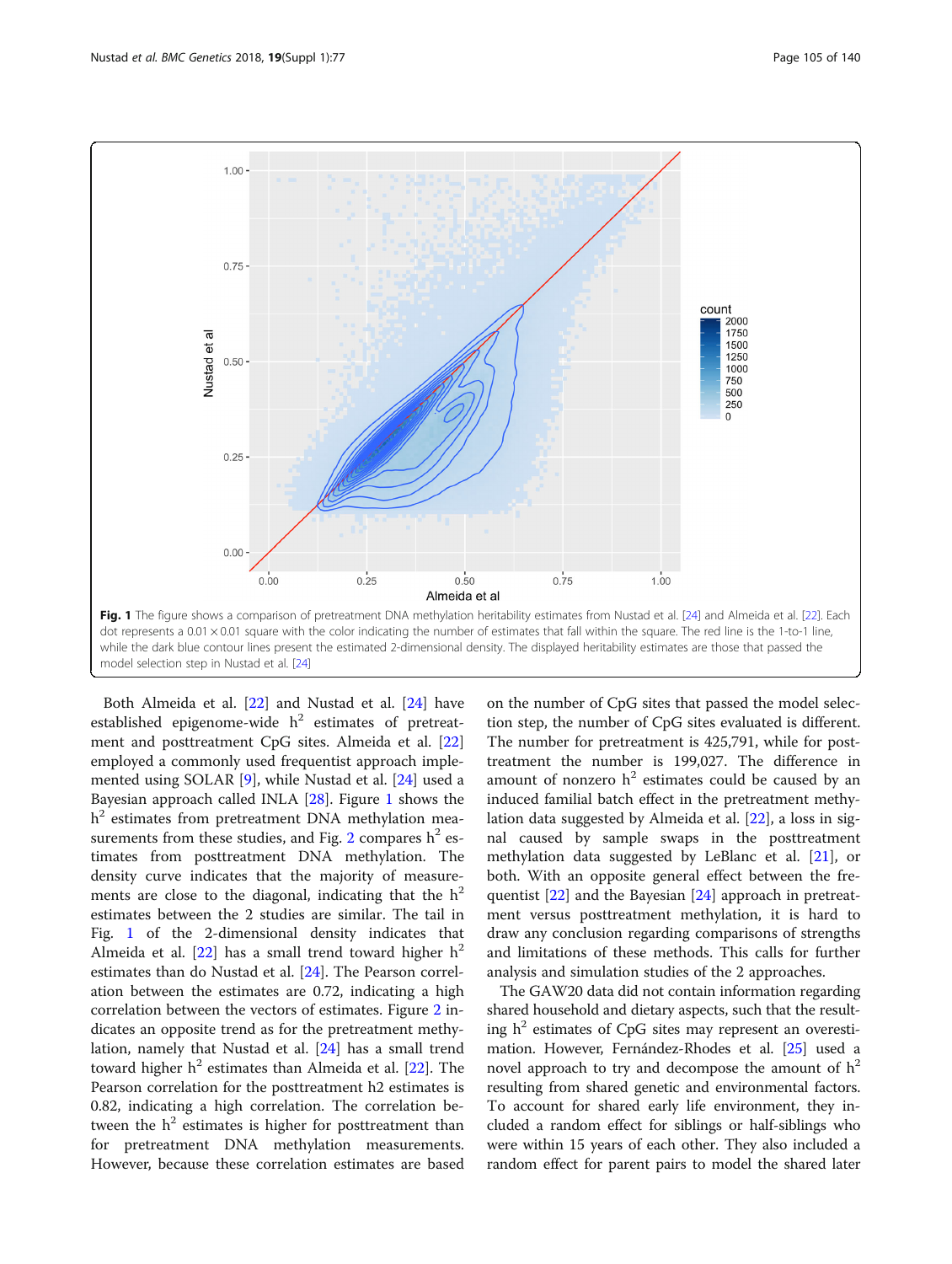Fig. 1 The figure shows a comparison of pretreatment DNA methylation heritability estimates from Nustad et al. [24] and Almeida et al. [22]. Each dot represents a 0.01 × 0.01 square with the color indicating the number of estimates that fall within the square. The red line is the 1-to-1 line, while the dark blue contour lines present the estimated 2-dimensional density. The displayed heritability estimates are those that passed the model selection step in Nustad et al. [24]

Both Almeida et al. [22] and Nustad et al. [24] have established epigenome-wide $h^2$ estimates of pretreatment and posttreatment CpG sites. Almeida et al. [22] employed a commonly used frequentist approach implemented using SOLAR [9], while Nustad et al. [24] used a Bayesian approach called INLA [28]. Figure 1 shows the $h^2$ estimates from pretreatment DNA methylation measurements from these studies, and Fig. 2 compares $h^2$ estimates from posttreatment DNA methylation. The density curve indicates that the majority of measurements are close to the diagonal, indicating that the $h^2$ estimates between the 2 studies are similar. The tail in Fig. 1 of the 2-dimensional density indicates that Almeida et al. [22] has a small trend toward higher $h^2$ estimates than do Nustad et al. [24]. The Pearson correlation between the estimates are 0.72, indicating a high correlation between the vectors of estimates. Figure 2 indicates an opposite trend as for the pretreatment methylation, namely that Nustad et al. [24] has a small trend toward higher $h^2$ estimates than Almeida et al. [22]. The Pearson correlation for the posttreatment h2 estimates is 0.82, indicating a high correlation. The correlation between the $h^2$ estimates is higher for posttreatment than for pretreatment DNA methylation measurements. However, because these correlation estimates are based on the number of CpG sites that passed the model selection step, the number of CpG sites evaluated is different. The number for pretreatment is 425,791, while for posttreatment the number is 199,027. The difference in amount of nonzero $h^2$ estimates could be caused by an induced familial batch effect in the pretreatment methylation data suggested by Almeida et al. [22], a loss in signal caused by sample swaps in the posttreatment methylation data suggested by LeBlanc et al. [21], or both. With an opposite general effect between the frequentist [22] and the Bayesian [24] approach in pretreatment versus posttreatment methylation, it is hard to draw any conclusion regarding comparisons of strengths and limitations of these methods. This calls for further analysis and simulation studies of the 2 approaches.

The GAW20 data did not contain information regarding shared household and dietary aspects, such that the resulting $h^2$ estimates of CpG sites may represent an overestimation. However, Fernández-Rhodes et al. [25] used a novel approach to try and decompose the amount of $h^2$ resulting from shared genetic and environmental factors. To account for shared early life environment, they included a random effect for siblings or half-siblings who were within 15 years of each other. They also included a random effect for parent pairs to model the shared later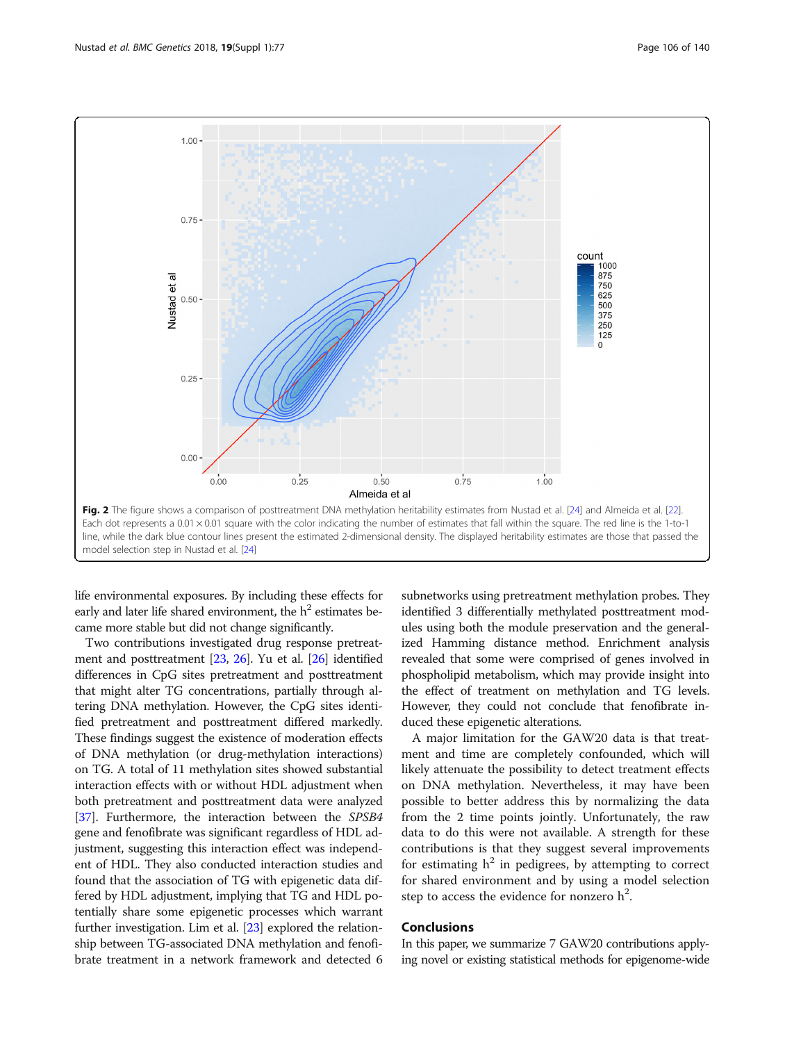Fig. 2 The figure shows a comparison of posttreatment DNA methylation heritability estimates from Nustad et al. [24] and Almeida et al. [22]. Each dot represents a 0.01 × 0.01 square with the color indicating the number of estimates that fall within the square. The red line is the 1-to-1 line, while the dark blue contour lines present the estimated 2-dimensional density. The displayed heritability estimates are those that passed the model selection step in Nustad et al. [24]

life environmental exposures. By including these effects for early and later life shared environment, the $h^2$ estimates became more stable but did not change significantly.

Two contributions investigated drug response pretreatment and posttreatment [23, 26]. Yu et al. [26] identified differences in CpG sites pretreatment and posttreatment that might alter TG concentrations, partially through altering DNA methylation. However, the CpG sites identified pretreatment and posttreatment differed markedly. These findings suggest the existence of moderation effects of DNA methylation (or drug-methylation interactions) on TG. A total of 11 methylation sites showed substantial interaction effects with or without HDL adjustment when both pretreatment and posttreatment data were analyzed [37]. Furthermore, the interaction between the *SPSB4* gene and fenofibrate was significant regardless of HDL adjustment, suggesting this interaction effect was independent of HDL. They also conducted interaction studies and found that the association of TG with epigenetic data differed by HDL adjustment, implying that TG and HDL potentially share some epigenetic processes which warrant further investigation. Lim et al. [23] explored the relationship between TG-associated DNA methylation and fenofibrate treatment in a network framework and detected 6 subnetworks using pretreatment methylation probes. They identified 3 differentially methylated posttreatment modules using both the module preservation and the generalized Hamming distance method. Enrichment analysis revealed that some were comprised of genes involved in phospholipid metabolism, which may provide insight into the effect of treatment on methylation and TG levels. However, they could not conclude that fenofibrate induced these epigenetic alterations.

A major limitation for the GAW20 data is that treatment and time are completely confounded, which will likely attenuate the possibility to detect treatment effects on DNA methylation. Nevertheless, it may have been possible to better address this by normalizing the data from the 2 time points jointly. Unfortunately, the raw data to do this were not available. A strength for these contributions is that they suggest several improvements for estimating $h^2$ in pedigrees, by attempting to correct for shared environment and by using a model selection step to access the evidence for nonzero $h^2$.

## Conclusions

In this paper, we summarize 7 GAW20 contributions applying novel or existing statistical methods for epigenome-wide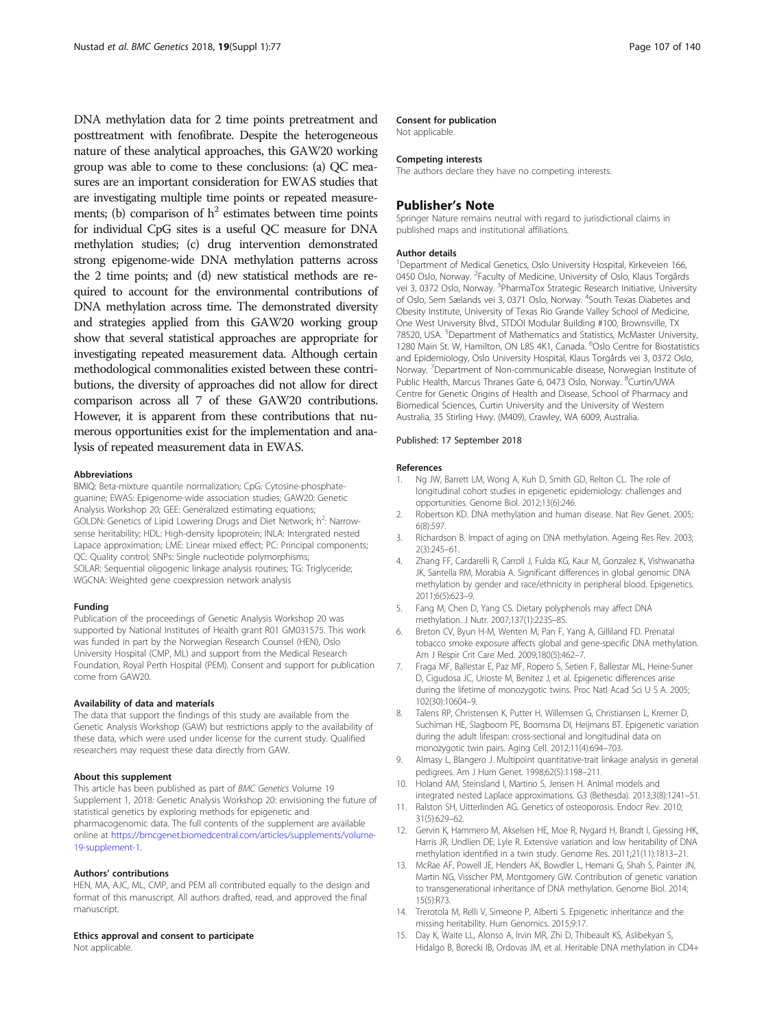DNA methylation data for 2 time points pretreatment and posttreatment with fenofibrate. Despite the heterogeneous nature of these analytical approaches, this GAW20 working group was able to come to these conclusions: (a) QC measures are an important consideration for EWAS studies that are investigating multiple time points or repeated measurements; (b) comparison of $h^2$ estimates between time points for individual CpG sites is a useful QC measure for DNA methylation studies; (c) drug intervention demonstrated strong epigenome-wide DNA methylation patterns across the 2 time points; and (d) new statistical methods are required to account for the environmental contributions of DNA methylation across time. The demonstrated diversity and strategies applied from this GAW20 working group show that several statistical approaches are appropriate for investigating repeated measurement data. Although certain methodological commonalities existed between these contributions, the diversity of approaches did not allow for direct comparison across all 7 of these GAW20 contributions. However, it is apparent from these contributions that numerous opportunities exist for the implementation and analysis of repeated measurement data in EWAS.

#### Abbreviations

BMIQ: Beta-mixture quantile normalization; CpG: Cytosine-phosphate-guanine; EWAS: Epigenome-wide association studies; GAW20: Genetic Analysis Workshop 20; GEE: Generalized estimating equations; GOLDN: Genetics of Lipid Lowering Drugs and Diet Network; $h^2$: Narrow-sense heritability; HDL: High-density lipoprotein; INLA: Intergrated nested Lapace approximation; LME: Linear mixed effect; PC: Principal components; QC: Quality control; SNPs: Single nucleotide polymorphisms; SOLAR: Sequential oligogenic linkage analysis routines; TG: Triglyceride; WGCNA: Weighted gene coexpression network analysis

#### Funding

Publication of the proceedings of Genetic Analysis Workshop 20 was supported by National Institutes of Health grant R01 GM031575. This work was funded in part by the Norwegian Research Counsel (HEN), Oslo University Hospital (CMP, ML) and support from the Medical Research Foundation, Royal Perth Hospital (PEM). Consent and support for publication come from GAW20.

#### Availability of data and materials

The data that support the findings of this study are available from the Genetic Analysis Workshop (GAW) but restrictions apply to the availability of these data, which were used under license for the current study. Qualified researchers may request these data directly from GAW.

#### About this supplement

This article has been published as part of *BMC Genetics* Volume 19 Supplement 1, 2018: Genetic Analysis Workshop 20: envisioning the future of statistical genetics by exploring methods for epigenetic and pharmacogenomic data. The full contents of the supplement are available online at https://bmcgenet.biomedcentral.com/articles/supplements/volume-19-supplement-1.

#### Authors' contributions

HEN, MA, AJC, ML, CMP, and PEM all contributed equally to the design and format of this manuscript. All authors drafted, read, and approved the final manuscript.

#### Ethics approval and consent to participate

Not applicable.

#### Consent for publication

Not applicable.

#### Competing interests

The authors declare they have no competing interests.

## Publisher's Note

Springer Nature remains neutral with regard to jurisdictional claims in published maps and institutional affiliations.

#### Author details

[1]Department of Medical Genetics, Oslo University Hospital, Kirkeveien 166, 0450 Oslo, Norway. [2]Faculty of Medicine, University of Oslo, Klaus Torgårds vei 3, 0372 Oslo, Norway. [3]PharmaTox Strategic Research Initiative, University of Oslo, Sem Sælands vei 3, 0371 Oslo, Norway. [4]South Texas Diabetes and Obesity Institute, University of Texas Rio Grande Valley School of Medicine, One West University Blvd., STDOI Modular Building #100, Brownsville, TX 78520, USA. [5]Department of Mathematics and Statistics, McMaster University, 1280 Main St. W, Hamilton, ON L8S 4K1, Canada. [6]Oslo Centre for Biostatistics and Epidemiology, Oslo University Hospital, Klaus Torgårds vei 3, 0372 Oslo, Norway. [7]Department of Non-communicable disease, Norwegian Institute of Public Health, Marcus Thranes Gate 6, 0473 Oslo, Norway. [8]Curtin/UWA Centre for Genetic Origins of Health and Disease, School of Pharmacy and Biomedical Sciences, Curtin University and the University of Western Australia, 35 Stirling Hwy. (M409), Crawley, WA 6009, Australia.

Published: 17 September 2018

#### References

1. Ng JW, Barrett LM, Wong A, Kuh D, Smith GD, Relton CL. The role of longitudinal cohort studies in epigenetic epidemiology: challenges and opportunities. Genome Biol. 2012;13(6):246.
2. Robertson KD. DNA methylation and human disease. Nat Rev Genet. 2005;6(8):597.
3. Richardson B. Impact of aging on DNA methylation. Ageing Res Rev. 2003;2(3):245–61.
4. Zhang FF, Cardarelli R, Carroll J, Fulda KG, Kaur M, Gonzalez K, Vishwanatha JK, Santella RM, Morabia A. Significant differences in global genomic DNA methylation by gender and race/ethnicity in peripheral blood. Epigenetics. 2011;6(5):623–9.
5. Fang M, Chen D, Yang CS. Dietary polyphenols may affect DNA methylation. J Nutr. 2007;137(1):223S–8S.
6. Breton CV, Byun H-M, Wenten M, Pan F, Yang A, Gilliland FD. Prenatal tobacco smoke exposure affects global and gene-specific DNA methylation. Am J Respir Crit Care Med. 2009;180(5):462–7.
7. Fraga MF, Ballestar E, Paz MF, Ropero S, Setien F, Ballestar ML, Heine-Suner D, Cigudosa JC, Urioste M, Benitez J, et al. Epigenetic differences arise during the lifetime of monozygotic twins. Proc Natl Acad Sci U S A. 2005;102(30):10604–9.
8. Talens RP, Christensen K, Putter H, Willemsen G, Christiansen L, Kremer D, Suchiman HE, Slagboom PE, Boomsma DI, Heijmans BT. Epigenetic variation during the adult lifespan: cross-sectional and longitudinal data on monozygotic twin pairs. Aging Cell. 2012;11(4):694–703.
9. Almasy L, Blangero J. Multipoint quantitative-trait linkage analysis in general pedigrees. Am J Hum Genet. 1998;62(5):1198–211.
10. Holand AM, Steinsland I, Martino S, Jensen H. Animal models and integrated nested Laplace approximations. G3 (Bethesda). 2013;3(8):1241–51.
11. Ralston SH, Uitterlinden AG. Genetics of osteoporosis. Endocr Rev. 2010;31(5):629–62.
12. Gervin K, Hammero M, Akselsen HE, Moe R, Nygard H, Brandt I, Gjessing HK, Harris JR, Undlien DE, Lyle R. Extensive variation and low heritability of DNA methylation identified in a twin study. Genome Res. 2011;21(11):1813–21.
13. McRae AF, Powell JE, Henders AK, Bowdler L, Hemani G, Shah S, Painter JN, Martin NG, Visscher PM, Montgomery GW. Contribution of genetic variation to transgenerational inheritance of DNA methylation. Genome Biol. 2014;15(5):R73.
14. Trerotola M, Relli V, Simeone P, Alberti S. Epigenetic inheritance and the missing heritability. Hum Genomics. 2015;9:17.
15. Day K, Waite LL, Alonso A, Irvin MR, Zhi D, Thibeault KS, Aslibekyan S, Hidalgo B, Borecki IB, Ordovas JM, et al. Heritable DNA methylation in CD4+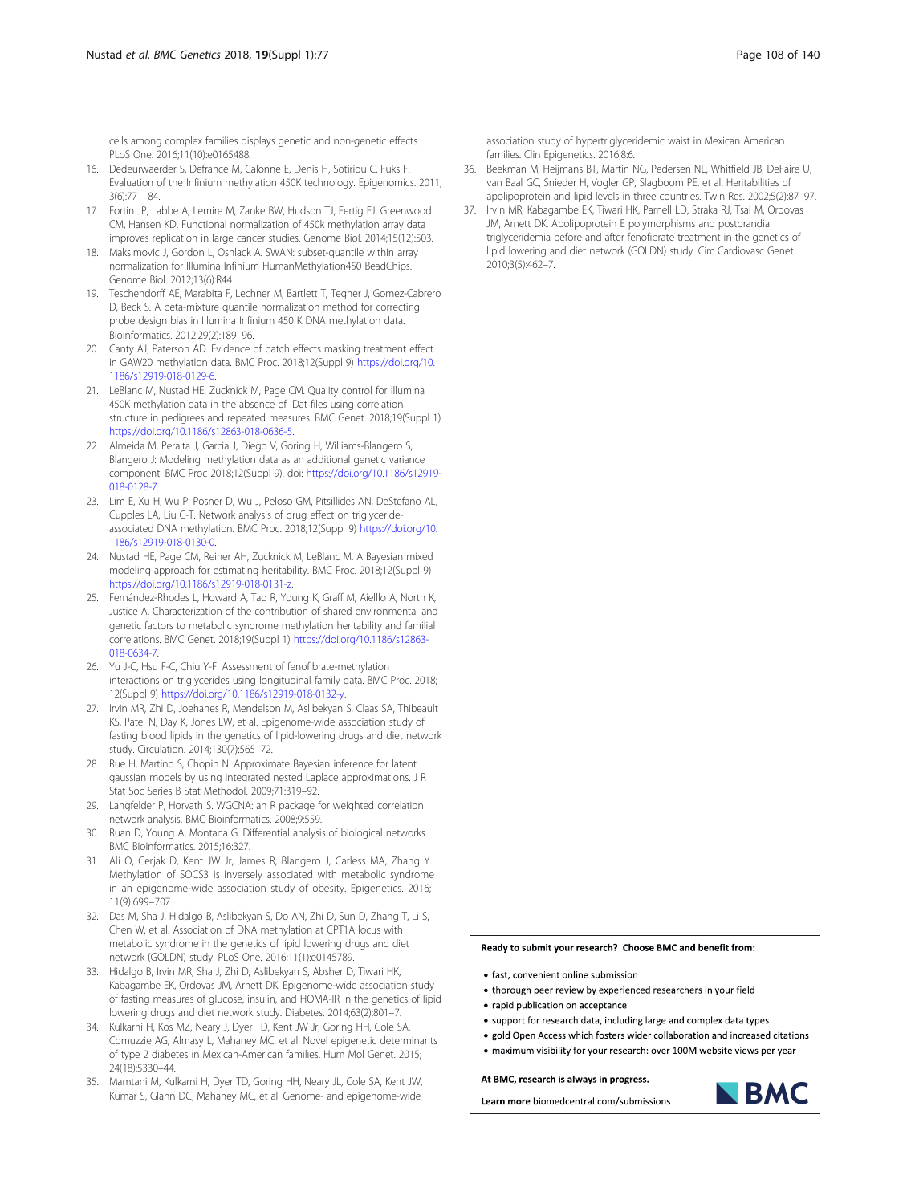cells among complex families displays genetic and non-genetic effects. PLoS One. 2016;11(10):e0165488.

16. Dedeurwaerder S, Defrance M, Calonne E, Denis H, Sotiriou C, Fuks F. Evaluation of the Infinium methylation 450K technology. Epigenomics. 2011; 3(6):771–84.
17. Fortin JP, Labbe A, Lemire M, Zanke BW, Hudson TJ, Fertig EJ, Greenwood CM, Hansen KD. Functional normalization of 450k methylation array data improves replication in large cancer studies. Genome Biol. 2014;15(12):503.
18. Maksimovic J, Gordon L, Oshlack A. SWAN: subset-quantile within array normalization for Illumina Infinium HumanMethylation450 BeadChips. Genome Biol. 2012;13(6):R44.
19. Teschendorff AE, Marabita F, Lechner M, Bartlett T, Tegner J, Gomez-Cabrero D, Beck S. A beta-mixture quantile normalization method for correcting probe design bias in Illumina Infinium 450 K DNA methylation data. Bioinformatics. 2012;29(2):189–96.
20. Canty AJ, Paterson AD. Evidence of batch effects masking treatment effect in GAW20 methylation data. BMC Proc. 2018;12(Suppl 9) https://doi.org/10.1186/s12919-018-0129-6.
21. LeBlanc M, Nustad HE, Zucknick M, Page CM. Quality control for Illumina 450K methylation data in the absence of iDat files using correlation structure in pedigrees and repeated measures. BMC Genet. 2018;19(Suppl 1) https://doi.org/10.1186/s12863-018-0636-5.
22. Almeida M, Peralta J, Garcia J, Diego V, Goring H, Williams-Blangero S, Blangero J: Modeling methylation data as an additional genetic variance component. BMC Proc 2018;12(Suppl 9). doi: https://doi.org/10.1186/s12919-018-0128-7
23. Lim E, Xu H, Wu P, Posner D, Wu J, Peloso GM, Pitsillides AN, DeStefano AL, Cupples LA, Liu C-T. Network analysis of drug effect on triglyceride-associated DNA methylation. BMC Proc. 2018;12(Suppl 9) https://doi.org/10.1186/s12919-018-0130-0.
24. Nustad HE, Page CM, Reiner AH, Zucknick M, LeBlanc M. A Bayesian mixed modeling approach for estimating heritability. BMC Proc. 2018;12(Suppl 9) https://doi.org/10.1186/s12919-018-0131-z.
25. Fernández-Rhodes L, Howard A, Tao R, Young K, Graff M, Aielllo A, North K, Justice A. Characterization of the contribution of shared environmental and genetic factors to metabolic syndrome methylation heritability and familial correlations. BMC Genet. 2018;19(Suppl 1) https://doi.org/10.1186/s12863-018-0634-7.
26. Yu J-C, Hsu F-C, Chiu Y-F. Assessment of fenofibrate-methylation interactions on triglycerides using longitudinal family data. BMC Proc. 2018; 12(Suppl 9) https://doi.org/10.1186/s12919-018-0132-y.
27. Irvin MR, Zhi D, Joehanes R, Mendelson M, Aslibekyan S, Claas SA, Thibeault KS, Patel N, Day K, Jones LW, et al. Epigenome-wide association study of fasting blood lipids in the genetics of lipid-lowering drugs and diet network study. Circulation. 2014;130(7):565–72.
28. Rue H, Martino S, Chopin N. Approximate Bayesian inference for latent gaussian models by using integrated nested Laplace approximations. J R Stat Soc Series B Stat Methodol. 2009;71:319–92.
29. Langfelder P, Horvath S. WGCNA: an R package for weighted correlation network analysis. BMC Bioinformatics. 2008;9:559.
30. Ruan D, Young A, Montana G. Differential analysis of biological networks. BMC Bioinformatics. 2015;16:327.
31. Ali O, Cerjak D, Kent JW Jr, James R, Blangero J, Carless MA, Zhang Y. Methylation of SOCS3 is inversely associated with metabolic syndrome in an epigenome-wide association study of obesity. Epigenetics. 2016; 11(9):699–707.
32. Das M, Sha J, Hidalgo B, Aslibekyan S, Do AN, Zhi D, Sun D, Zhang T, Li S, Chen W, et al. Association of DNA methylation at CPT1A locus with metabolic syndrome in the genetics of lipid lowering drugs and diet network (GOLDN) study. PLoS One. 2016;11(1):e0145789.
33. Hidalgo B, Irvin MR, Sha J, Zhi D, Aslibekyan S, Absher D, Tiwari HK, Kabagambe EK, Ordovas JM, Arnett DK. Epigenome-wide association study of fasting measures of glucose, insulin, and HOMA-IR in the genetics of lipid lowering drugs and diet network study. Diabetes. 2014;63(2):801–7.
34. Kulkarni H, Kos MZ, Neary J, Dyer TD, Kent JW Jr, Goring HH, Cole SA, Comuzzie AG, Almasy L, Mahaney MC, et al. Novel epigenetic determinants of type 2 diabetes in Mexican-American families. Hum Mol Genet. 2015; 24(18):5330–44.
35. Mamtani M, Kulkarni H, Dyer TD, Goring HH, Neary JL, Cole SA, Kent JW, Kumar S, Glahn DC, Mahaney MC, et al. Genome- and epigenome-wide association study of hypertriglyceridemic waist in Mexican American families. Clin Epigenetics. 2016;8:6.
36. Beekman M, Heijmans BT, Martin NG, Pedersen NL, Whitfield JB, DeFaire U, van Baal GC, Snieder H, Vogler GP, Slagboom PE, et al. Heritabilities of apolipoprotein and lipid levels in three countries. Twin Res. 2002;5(2):87–97.
37. Irvin MR, Kabagambe EK, Tiwari HK, Parnell LD, Straka RJ, Tsai M, Ordovas JM, Arnett DK. Apolipoprotein E polymorphisms and postprandial triglyceridemia before and after fenofibrate treatment in the genetics of lipid lowering and diet network (GOLDN) study. Circ Cardiovasc Genet. 2010;3(5):462–7.

**Ready to submit your research? Choose BMC and benefit from:**

- fast, convenient online submission
- thorough peer review by experienced researchers in your field
- rapid publication on acceptance
- support for research data, including large and complex data types
- gold Open Access which fosters wider collaboration and increased citations
- maximum visibility for your research: over 100M website views per year

**At BMC, research is always in progress.**

**Learn more** biomedcentral.com/submissions

BMC